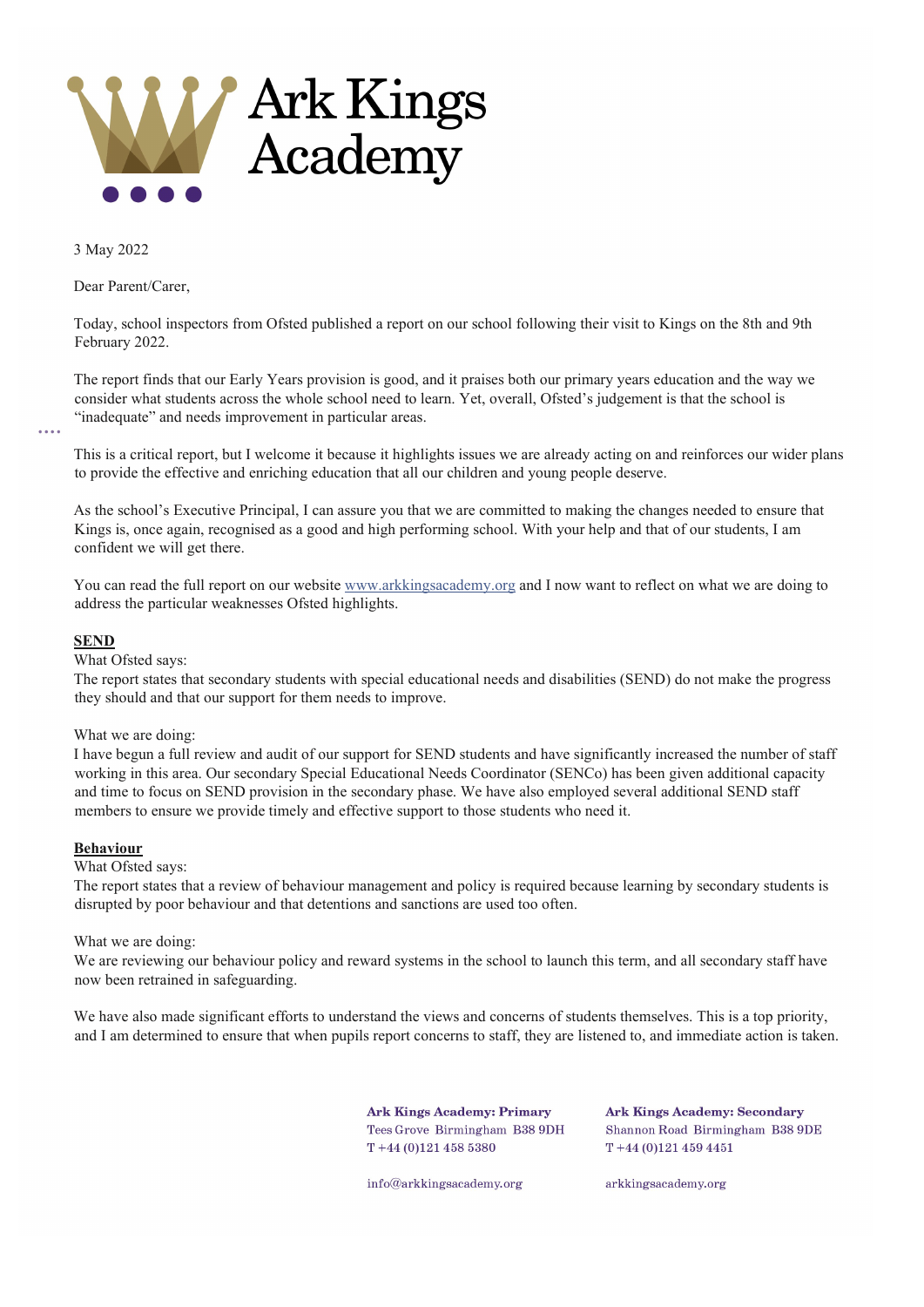# Ark Kings Academy

3 May 2022

Dear Parent/Carer,

Today, school inspectors from Ofsted published a report on our school following their visit to Kings on the 8th and 9th February 2022.

The report finds that our Early Years provision is good, and it praises both our primary years education and the way we consider what students across the whole school need to learn. Yet, overall, Ofsted's judgement is that the school is "inadequate" and needs improvement in particular areas.

This is a critical report, but I welcome it because it highlights issues we are already acting on and reinforces our wider plans to provide the effective and enriching education that all our children and young people deserve.

As the school's Executive Principal, I can assure you that we are committed to making the changes needed to ensure that Kings is, once again, recognised as a good and high performing school. With your help and that of our students, I am confident we will get there.

You can read the full report on our website [www.arkkingsacademy.org](http://www.arkkingsacademy.org) and I now want to reflect on what we are doing to address the particular weaknesses Ofsted highlights.

**SEND**

What Ofsted says:
The report states that secondary students with special educational needs and disabilities (SEND) do not make the progress they should and that our support for them needs to improve.

What we are doing:
I have begun a full review and audit of our support for SEND students and have significantly increased the number of staff working in this area. Our secondary Special Educational Needs Coordinator (SENCo) has been given additional capacity and time to focus on SEND provision in the secondary phase. We have also employed several additional SEND staff members to ensure we provide timely and effective support to those students who need it.

**Behaviour**

What Ofsted says:
The report states that a review of behaviour management and policy is required because learning by secondary students is disrupted by poor behaviour and that detentions and sanctions are used too often.

What we are doing:
We are reviewing our behaviour policy and reward systems in the school to launch this term, and all secondary staff have now been retrained in safeguarding.

We have also made significant efforts to understand the views and concerns of students themselves. This is a top priority, and I am determined to ensure that when pupils report concerns to staff, they are listened to, and immediate action is taken.

**Ark Kings Academy: Primary**
Tees Grove Birmingham B38 9DH
T +44 (0)121 458 5380

info@arkkingsacademy.org

**Ark Kings Academy: Secondary**
Shannon Road Birmingham B38 9DE
T +44 (0)121 459 4451

arkkingsacademy.org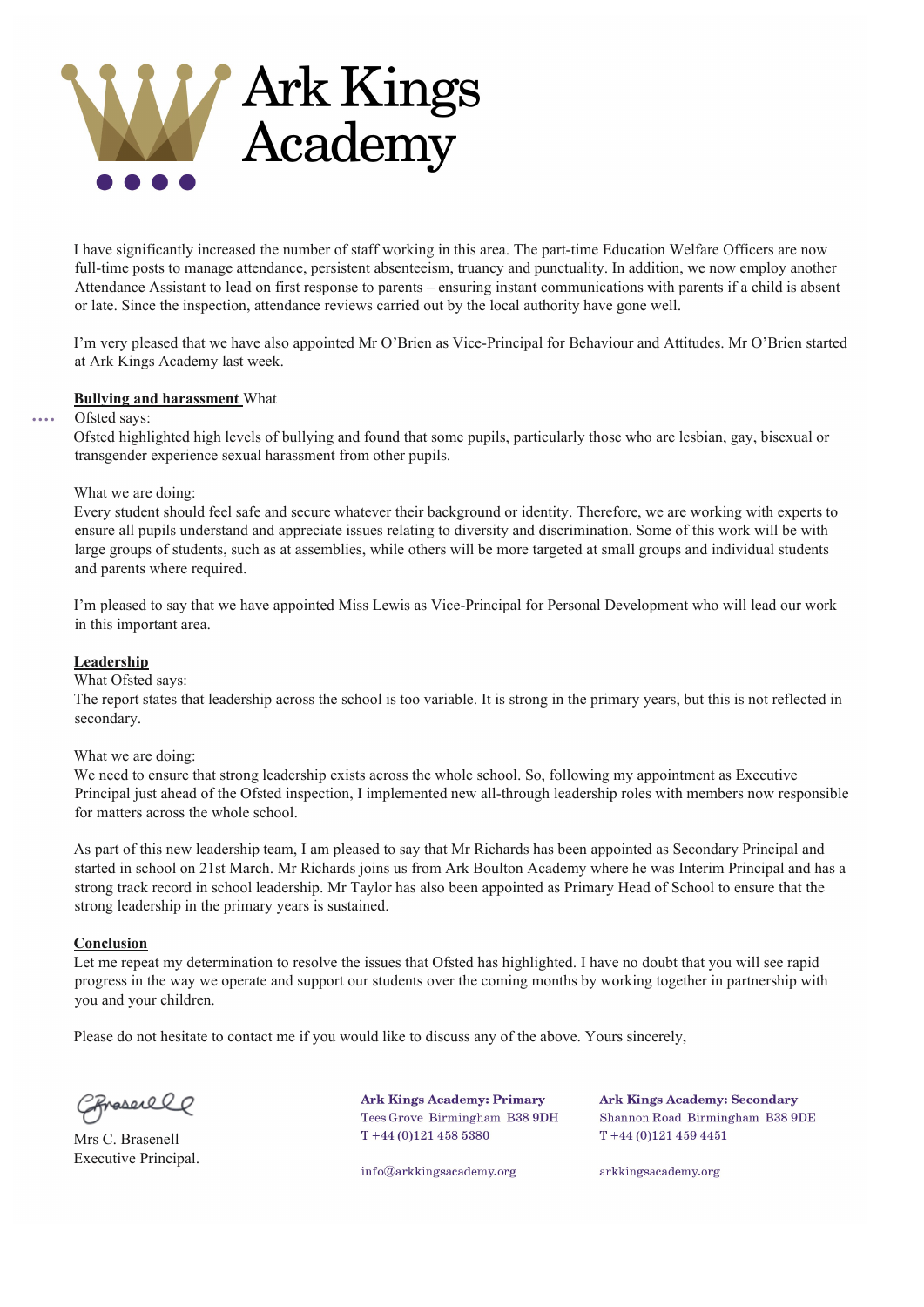# Ark Kings Academy

I have significantly increased the number of staff working in this area. The part-time Education Welfare Officers are now full-time posts to manage attendance, persistent absenteeism, truancy and punctuality. In addition, we now employ another Attendance Assistant to lead on first response to parents – ensuring instant communications with parents if a child is absent or late. Since the inspection, attendance reviews carried out by the local authority have gone well.

I'm very pleased that we have also appointed Mr O'Brien as Vice-Principal for Behaviour and Attitudes. Mr O'Brien started at Ark Kings Academy last week.

**Bullying and harassment** What Ofsted says:
Ofsted highlighted high levels of bullying and found that some pupils, particularly those who are lesbian, gay, bisexual or transgender experience sexual harassment from other pupils.

What we are doing:
Every student should feel safe and secure whatever their background or identity. Therefore, we are working with experts to ensure all pupils understand and appreciate issues relating to diversity and discrimination. Some of this work will be with large groups of students, such as at assemblies, while others will be more targeted at small groups and individual students and parents where required.

I'm pleased to say that we have appointed Miss Lewis as Vice-Principal for Personal Development who will lead our work in this important area.

**Leadership**
What Ofsted says:
The report states that leadership across the school is too variable. It is strong in the primary years, but this is not reflected in secondary.

What we are doing:
We need to ensure that strong leadership exists across the whole school. So, following my appointment as Executive Principal just ahead of the Ofsted inspection, I implemented new all-through leadership roles with members now responsible for matters across the whole school.

As part of this new leadership team, I am pleased to say that Mr Richards has been appointed as Secondary Principal and started in school on 21st March. Mr Richards joins us from Ark Boulton Academy where he was Interim Principal and has a strong track record in school leadership. Mr Taylor has also been appointed as Primary Head of School to ensure that the strong leadership in the primary years is sustained.

**Conclusion**
Let me repeat my determination to resolve the issues that Ofsted has highlighted. I have no doubt that you will see rapid progress in the way we operate and support our students over the coming months by working together in partnership with you and your children.

Please do not hesitate to contact me if you would like to discuss any of the above. Yours sincerely,

Mrs C. Brasenell
Executive Principal.

**Ark Kings Academy: Primary**
Tees Grove Birmingham B38 9DH
T +44 (0)121 458 5380

info@arkkingsacademy.org

**Ark Kings Academy: Secondary**
Shannon Road Birmingham B38 9DE
T +44 (0)121 459 4451

arkkingsacademy.org